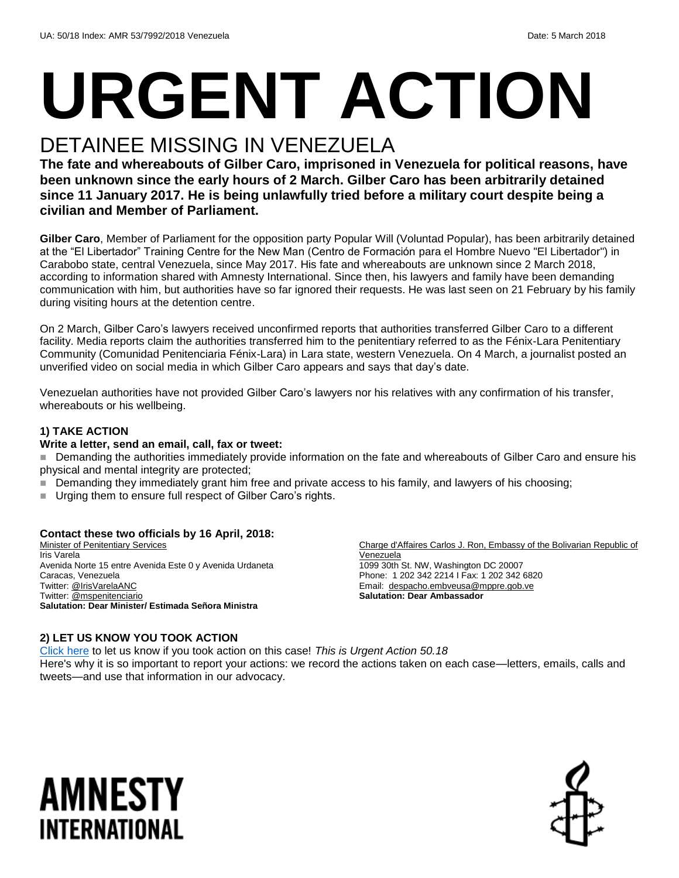UA: 50/18 Index: AMR 53/7992/2018 Venezuela Date: 5 March 2018

# URGENT ACTION

## DETAINEE MISSING IN VENEZUELA

**The fate and whereabouts of Gilber Caro, imprisoned in Venezuela for political reasons, have been unknown since the early hours of 2 March. Gilber Caro has been arbitrarily detained since 11 January 2017. He is being unlawfully tried before a military court despite being a civilian and Member of Parliament.**

**Gilber Caro**, Member of Parliament for the opposition party Popular Will (Voluntad Popular), has been arbitrarily detained at the "El Libertador" Training Centre for the New Man (Centro de Formación para el Hombre Nuevo "El Libertador") in Carabobo state, central Venezuela, since May 2017. His fate and whereabouts are unknown since 2 March 2018, according to information shared with Amnesty International. Since then, his lawyers and family have been demanding communication with him, but authorities have so far ignored their requests. He was last seen on 21 February by his family during visiting hours at the detention centre.

On 2 March, Gilber Caro's lawyers received unconfirmed reports that authorities transferred Gilber Caro to a different facility. Media reports claim the authorities transferred him to the penitentiary referred to as the Fénix-Lara Penitentiary Community (Comunidad Penitenciaria Fénix-Lara) in Lara state, western Venezuela. On 4 March, a journalist posted an unverified video on social media in which Gilber Caro appears and says that day's date.

Venezuelan authorities have not provided Gilber Caro's lawyers nor his relatives with any confirmation of his transfer, whereabouts or his wellbeing.

### 1) TAKE ACTION

**Write a letter, send an email, call, fax or tweet:**

- Demanding the authorities immediately provide information on the fate and whereabouts of Gilber Caro and ensure his physical and mental integrity are protected;
- Demanding they immediately grant him free and private access to his family, and lawyers of his choosing;
- Urging them to ensure full respect of Gilber Caro's rights.

**Contact these two officials by 16 April, 2018:**

Minister of Penitentiary Services
Iris Varela
Avenida Norte 15 entre Avenida Este 0 y Avenida Urdaneta
Caracas, Venezuela
Twitter: @IrisVarelaANC
Twitter: @mspenitenciario
**Salutation: Dear Minister/ Estimada Señora Ministra**

Charge d'Affaires Carlos J. Ron, Embassy of the Bolivarian Republic of Venezuela
1099 30th St. NW, Washington DC 20007
Phone: 1 202 342 2214 I Fax: 1 202 342 6820
Email: despacho.embveusa@mppre.gob.ve
**Salutation: Dear Ambassador**

### 2) LET US KNOW YOU TOOK ACTION

Click here to let us know if you took action on this case! *This is Urgent Action 50.18*
Here's why it is so important to report your actions: we record the actions taken on each case—letters, emails, calls and tweets—and use that information in our advocacy.

AMNESTY INTERNATIONAL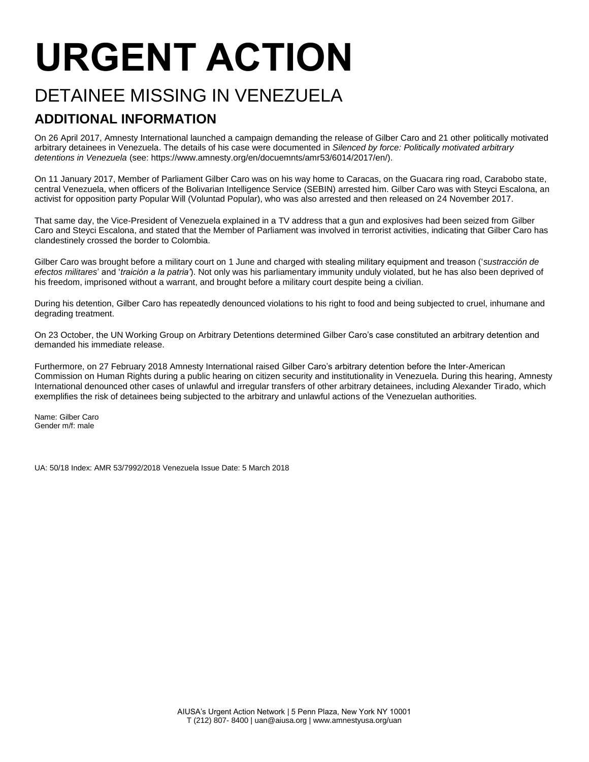# URGENT ACTION

## DETAINEE MISSING IN VENEZUELA

### ADDITIONAL INFORMATION

On 26 April 2017, Amnesty International launched a campaign demanding the release of Gilber Caro and 21 other politically motivated arbitrary detainees in Venezuela. The details of his case were documented in *Silenced by force: Politically motivated arbitrary detentions in Venezuela* (see: https://www.amnesty.org/en/docuemnts/amr53/6014/2017/en/).

On 11 January 2017, Member of Parliament Gilber Caro was on his way home to Caracas, on the Guacara ring road, Carabobo state, central Venezuela, when officers of the Bolivarian Intelligence Service (SEBIN) arrested him. Gilber Caro was with Steyci Escalona, an activist for opposition party Popular Will (Voluntad Popular), who was also arrested and then released on 24 November 2017.

That same day, the Vice-President of Venezuela explained in a TV address that a gun and explosives had been seized from Gilber Caro and Steyci Escalona, and stated that the Member of Parliament was involved in terrorist activities, indicating that Gilber Caro has clandestinely crossed the border to Colombia.

Gilber Caro was brought before a military court on 1 June and charged with stealing military equipment and treason ('*sustracción de efectos militares*' and '*traición a la patria*'). Not only was his parliamentary immunity unduly violated, but he has also been deprived of his freedom, imprisoned without a warrant, and brought before a military court despite being a civilian.

During his detention, Gilber Caro has repeatedly denounced violations to his right to food and being subjected to cruel, inhumane and degrading treatment.

On 23 October, the UN Working Group on Arbitrary Detentions determined Gilber Caro's case constituted an arbitrary detention and demanded his immediate release.

Furthermore, on 27 February 2018 Amnesty International raised Gilber Caro's arbitrary detention before the Inter-American Commission on Human Rights during a public hearing on citizen security and institutionality in Venezuela. During this hearing, Amnesty International denounced other cases of unlawful and irregular transfers of other arbitrary detainees, including Alexander Tirado, which exemplifies the risk of detainees being subjected to the arbitrary and unlawful actions of the Venezuelan authorities.

Name: Gilber Caro
Gender m/f: male

UA: 50/18 Index: AMR 53/7992/2018 Venezuela Issue Date: 5 March 2018

AIUSA's Urgent Action Network | 5 Penn Plaza, New York NY 10001
T (212) 807- 8400 | uan@aiusa.org | www.amnestyusa.org/uan